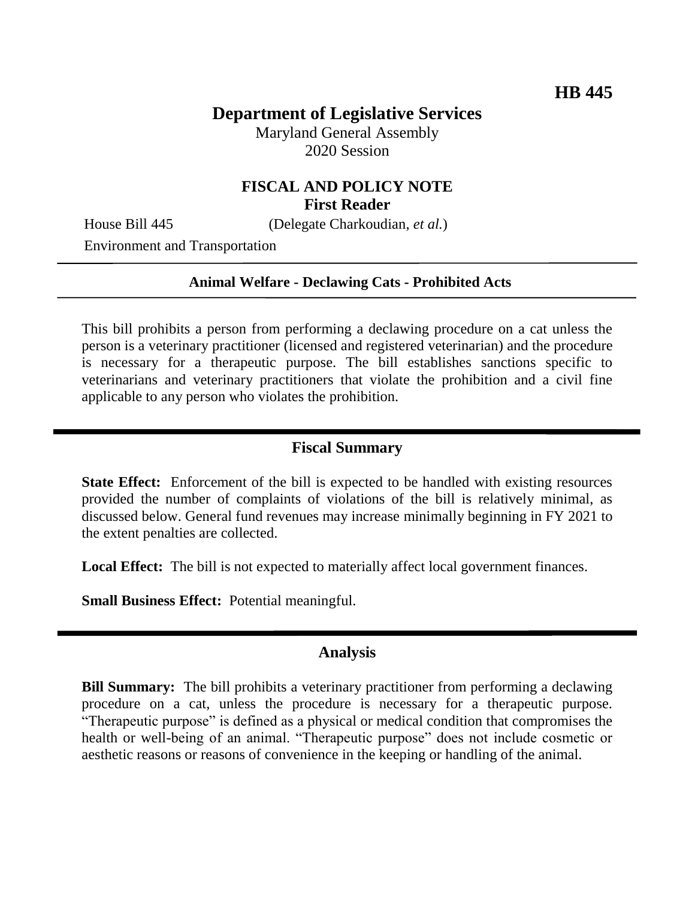**HB 445**

# Department of Legislative Services

Maryland General Assembly
2020 Session

## FISCAL AND POLICY NOTE
## First Reader

House Bill 445 (Delegate Charkoudian, *et al.*)

Environment and Transportation

---

**Animal Welfare - Declawing Cats - Prohibited Acts**

---

This bill prohibits a person from performing a declawing procedure on a cat unless the person is a veterinary practitioner (licensed and registered veterinarian) and the procedure is necessary for a therapeutic purpose. The bill establishes sanctions specific to veterinarians and veterinary practitioners that violate the prohibition and a civil fine applicable to any person who violates the prohibition.

---

## Fiscal Summary

**State Effect:** Enforcement of the bill is expected to be handled with existing resources provided the number of complaints of violations of the bill is relatively minimal, as discussed below. General fund revenues may increase minimally beginning in FY 2021 to the extent penalties are collected.

**Local Effect:** The bill is not expected to materially affect local government finances.

**Small Business Effect:** Potential meaningful.

---

## Analysis

**Bill Summary:** The bill prohibits a veterinary practitioner from performing a declawing procedure on a cat, unless the procedure is necessary for a therapeutic purpose. "Therapeutic purpose" is defined as a physical or medical condition that compromises the health or well-being of an animal. "Therapeutic purpose" does not include cosmetic or aesthetic reasons or reasons of convenience in the keeping or handling of the animal.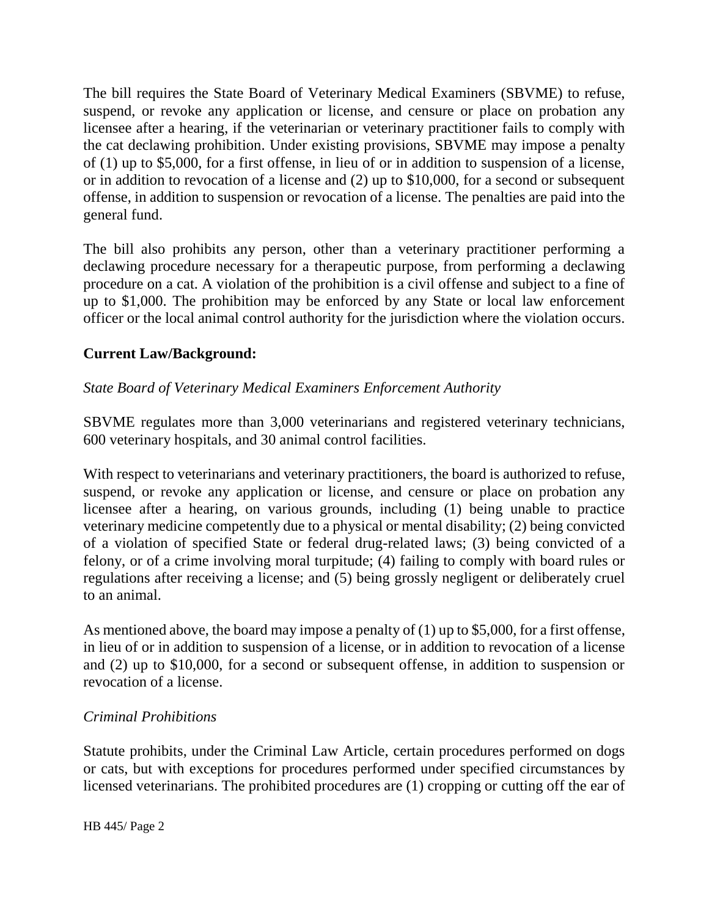The bill requires the State Board of Veterinary Medical Examiners (SBVME) to refuse, suspend, or revoke any application or license, and censure or place on probation any licensee after a hearing, if the veterinarian or veterinary practitioner fails to comply with the cat declawing prohibition. Under existing provisions, SBVME may impose a penalty of (1) up to $5,000, for a first offense, in lieu of or in addition to suspension of a license, or in addition to revocation of a license and (2) up to $10,000, for a second or subsequent offense, in addition to suspension or revocation of a license. The penalties are paid into the general fund.

The bill also prohibits any person, other than a veterinary practitioner performing a declawing procedure necessary for a therapeutic purpose, from performing a declawing procedure on a cat. A violation of the prohibition is a civil offense and subject to a fine of up to $1,000. The prohibition may be enforced by any State or local law enforcement officer or the local animal control authority for the jurisdiction where the violation occurs.

## Current Law/Background:

*State Board of Veterinary Medical Examiners Enforcement Authority*

SBVME regulates more than 3,000 veterinarians and registered veterinary technicians, 600 veterinary hospitals, and 30 animal control facilities.

With respect to veterinarians and veterinary practitioners, the board is authorized to refuse, suspend, or revoke any application or license, and censure or place on probation any licensee after a hearing, on various grounds, including (1) being unable to practice veterinary medicine competently due to a physical or mental disability; (2) being convicted of a violation of specified State or federal drug-related laws; (3) being convicted of a felony, or of a crime involving moral turpitude; (4) failing to comply with board rules or regulations after receiving a license; and (5) being grossly negligent or deliberately cruel to an animal.

As mentioned above, the board may impose a penalty of (1) up to $5,000, for a first offense, in lieu of or in addition to suspension of a license, or in addition to revocation of a license and (2) up to $10,000, for a second or subsequent offense, in addition to suspension or revocation of a license.

*Criminal Prohibitions*

Statute prohibits, under the Criminal Law Article, certain procedures performed on dogs or cats, but with exceptions for procedures performed under specified circumstances by licensed veterinarians. The prohibited procedures are (1) cropping or cutting off the ear of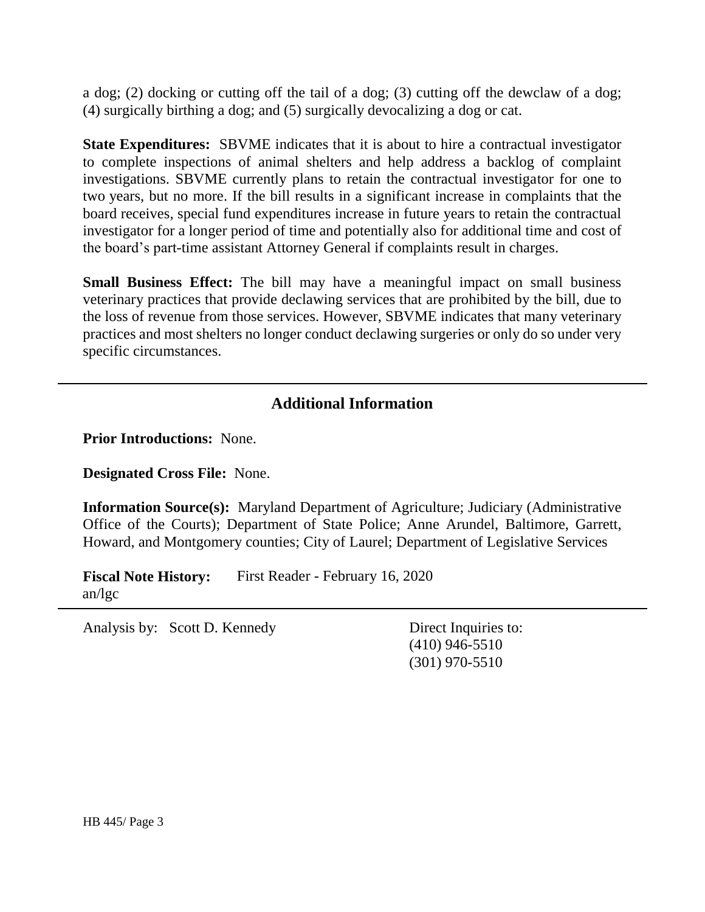a dog; (2) docking or cutting off the tail of a dog; (3) cutting off the dewclaw of a dog; (4) surgically birthing a dog; and (5) surgically devocalizing a dog or cat.

**State Expenditures:** SBVME indicates that it is about to hire a contractual investigator to complete inspections of animal shelters and help address a backlog of complaint investigations. SBVME currently plans to retain the contractual investigator for one to two years, but no more. If the bill results in a significant increase in complaints that the board receives, special fund expenditures increase in future years to retain the contractual investigator for a longer period of time and potentially also for additional time and cost of the board's part-time assistant Attorney General if complaints result in charges.

**Small Business Effect:** The bill may have a meaningful impact on small business veterinary practices that provide declawing services that are prohibited by the bill, due to the loss of revenue from those services. However, SBVME indicates that many veterinary practices and most shelters no longer conduct declawing surgeries or only do so under very specific circumstances.

## Additional Information

**Prior Introductions:** None.

**Designated Cross File:** None.

**Information Source(s):** Maryland Department of Agriculture; Judiciary (Administrative Office of the Courts); Department of State Police; Anne Arundel, Baltimore, Garrett, Howard, and Montgomery counties; City of Laurel; Department of Legislative Services

**Fiscal Note History:** First Reader - February 16, 2020
an/lgc

Analysis by: Scott D. Kennedy

Direct Inquiries to:
(410) 946-5510
(301) 970-5510